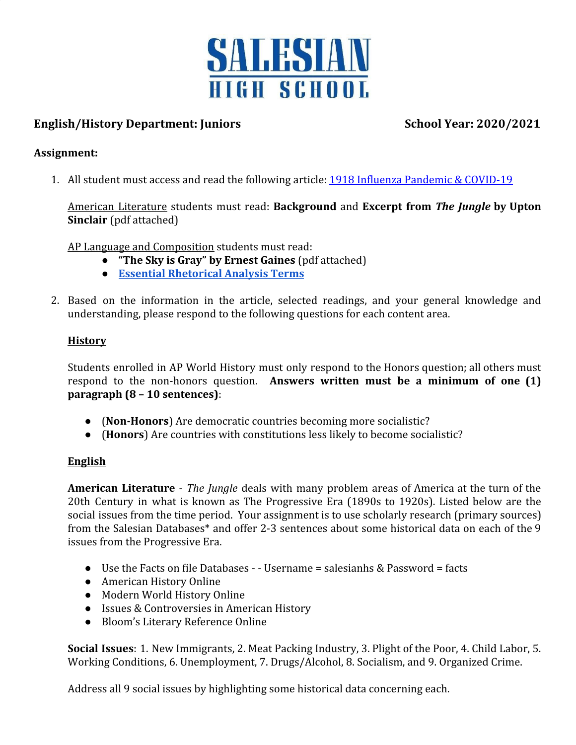# SALESIAN HIGH SCHOOL

**English/History Department: Juniors** **School Year: 2020/2021**

**Assignment:**

1. All student must access and read the following article: [1918 Influenza Pandemic & COVID-19]

   American Literature students must read: **Background** and **Excerpt from *The Jungle* by Upton Sinclair** (pdf attached)

   AP Language and Composition students must read:
   - **"The Sky is Gray" by Ernest Gaines** (pdf attached)
   - **[Essential Rhetorical Analysis Terms]**

2. Based on the information in the article, selected readings, and your general knowledge and understanding, please respond to the following questions for each content area.

   **History**

   Students enrolled in AP World History must only respond to the Honors question; all others must respond to the non-honors question. **Answers written must be a minimum of one (1) paragraph (8 – 10 sentences)**:

   - (**Non-Honors**) Are democratic countries becoming more socialistic?
   - (**Honors**) Are countries with constitutions less likely to become socialistic?

   **English**

   **American Literature** - *The Jungle* deals with many problem areas of America at the turn of the 20th Century in what is known as The Progressive Era (1890s to 1920s). Listed below are the social issues from the time period. Your assignment is to use scholarly research (primary sources) from the Salesian Databases* and offer 2-3 sentences about some historical data on each of the 9 issues from the Progressive Era.

   - Use the Facts on file Databases - - Username = salesianhs & Password = facts
   - American History Online
   - Modern World History Online
   - Issues & Controversies in American History
   - Bloom's Literary Reference Online

   **Social Issues**: 1. New Immigrants, 2. Meat Packing Industry, 3. Plight of the Poor, 4. Child Labor, 5. Working Conditions, 6. Unemployment, 7. Drugs/Alcohol, 8. Socialism, and 9. Organized Crime.

   Address all 9 social issues by highlighting some historical data concerning each.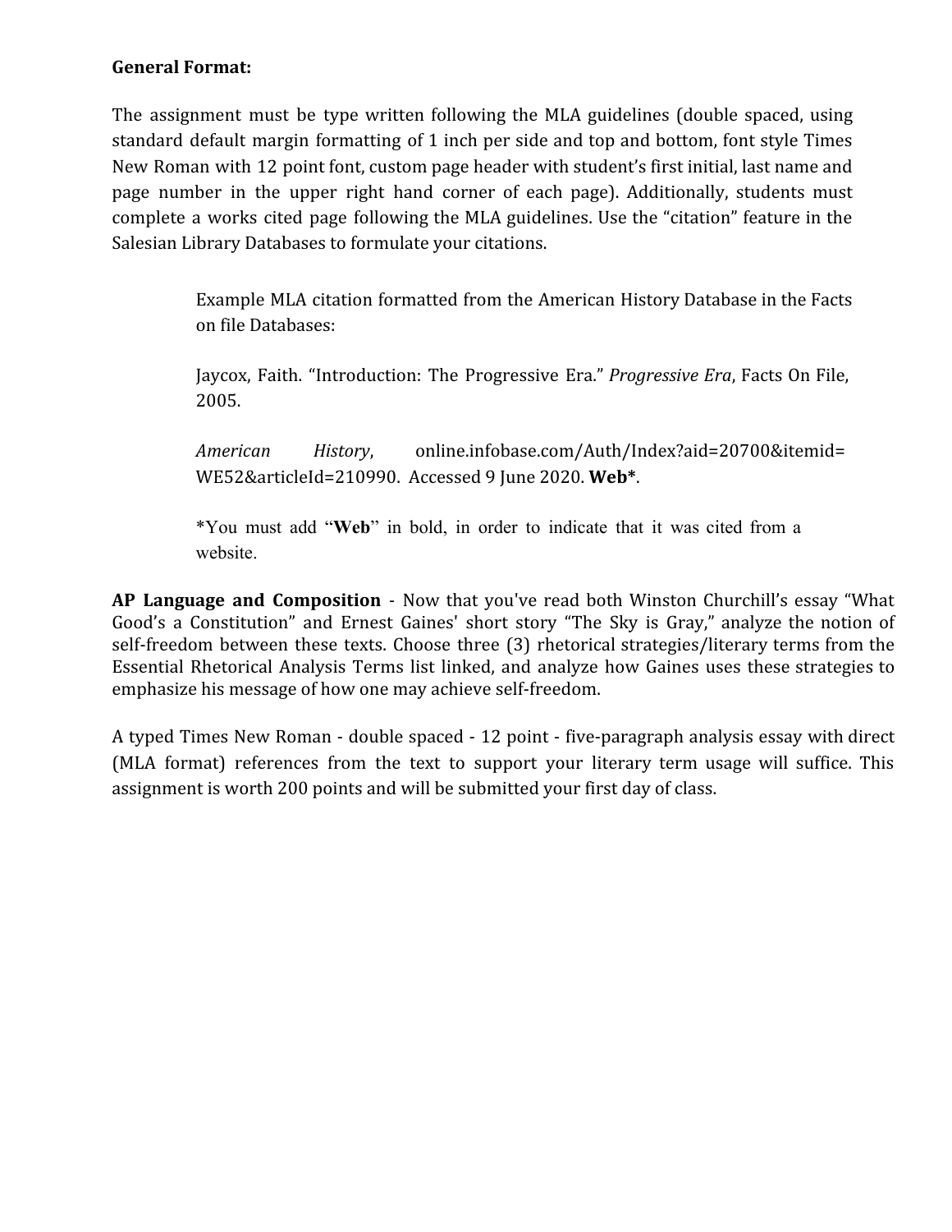**General Format:**

The assignment must be type written following the MLA guidelines (double spaced, using standard default margin formatting of 1 inch per side and top and bottom, font style Times New Roman with 12 point font, custom page header with student's first initial, last name and page number in the upper right hand corner of each page). Additionally, students must complete a works cited page following the MLA guidelines. Use the "citation" feature in the Salesian Library Databases to formulate your citations.

> Example MLA citation formatted from the American History Database in the Facts on file Databases:
>
> Jaycox, Faith. "Introduction: The Progressive Era." *Progressive Era*, Facts On File, 2005.
>
> *American History*, online.infobase.com/Auth/Index?aid=20700&itemid=WE52&articleId=210990. Accessed 9 June 2020. **Web***.
>
> *You must add "**Web**" in bold, in order to indicate that it was cited from a website.

**AP Language and Composition** - Now that you've read both Winston Churchill's essay "What Good's a Constitution" and Ernest Gaines' short story "The Sky is Gray," analyze the notion of self-freedom between these texts. Choose three (3) rhetorical strategies/literary terms from the Essential Rhetorical Analysis Terms list linked, and analyze how Gaines uses these strategies to emphasize his message of how one may achieve self-freedom.

A typed Times New Roman - double spaced - 12 point - five-paragraph analysis essay with direct (MLA format) references from the text to support your literary term usage will suffice. This assignment is worth 200 points and will be submitted your first day of class.